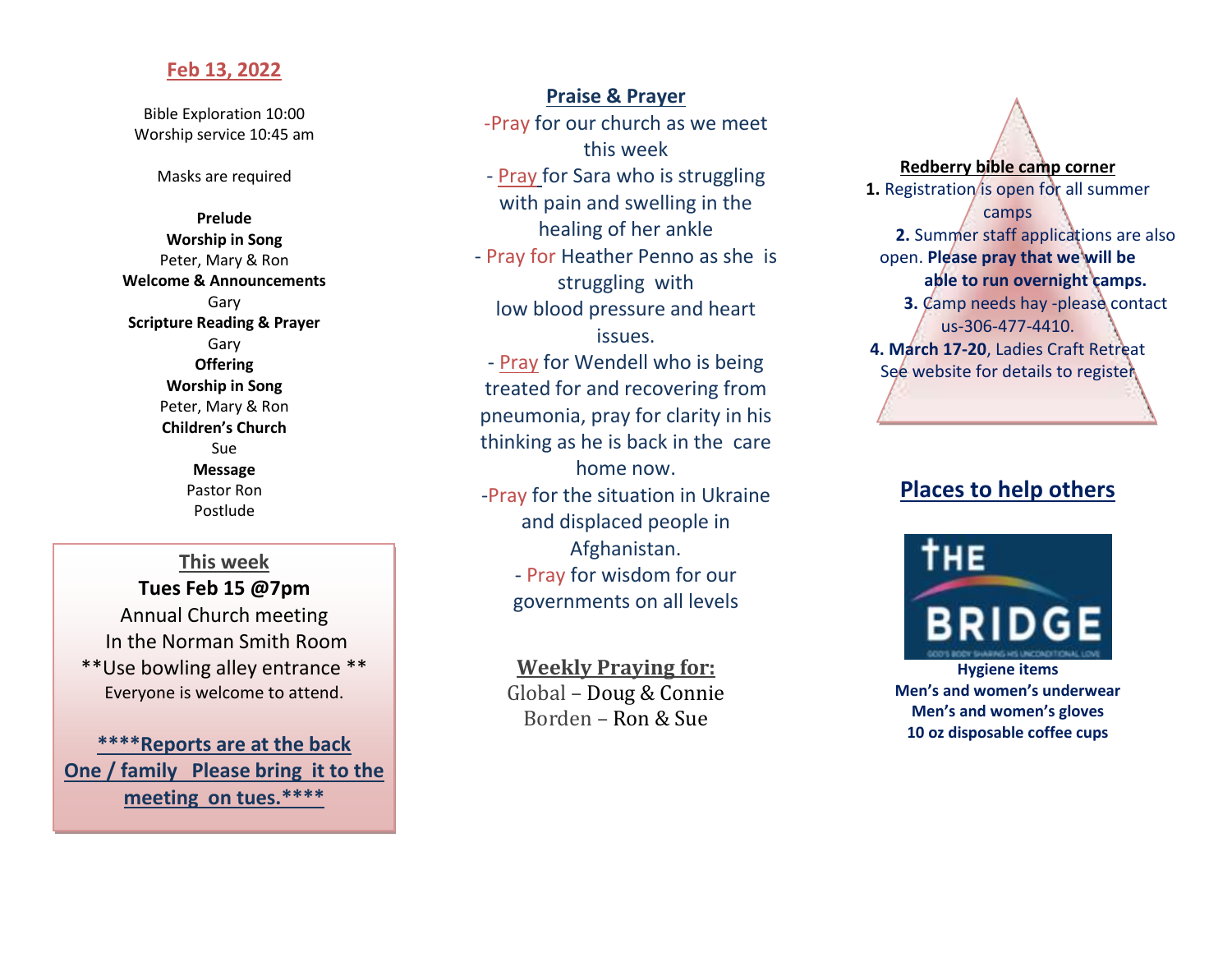## Feb 13, 2022

Bible Exploration 10:00
Worship service 10:45 am

Masks are required

**Prelude**
**Worship in Song**
Peter, Mary & Ron
**Welcome & Announcements**
Gary
**Scripture Reading & Prayer**
Gary
**Offering**
**Worship in Song**
Peter, Mary & Ron
**Children's Church**
Sue
**Message**
Pastor Ron
Postlude

### This week

**Tues Feb 15 @7pm**
Annual Church meeting
In the Norman Smith Room
**Use bowling alley entrance **
Everyone is welcome to attend.

****Reports are at the back One / family Please bring it to the meeting on tues.****

## Praise & Prayer

-Pray for our church as we meet this week

- Pray for Sara who is struggling with pain and swelling in the healing of her ankle

- Pray for Heather Penno as she is struggling with low blood pressure and heart issues.

- Pray for Wendell who is being treated for and recovering from pneumonia, pray for clarity in his thinking as he is back in the care home now.

-Pray for the situation in Ukraine and displaced people in Afghanistan.

- Pray for wisdom for our governments on all levels

### Weekly Praying for:

Global – Doug & Connie
Borden – Ron & Sue

### Redberry bible camp corner

**1.** Registration is open for all summer camps

**2.** Summer staff applications are also open. **Please pray that we will be able to run overnight camps.**

**3.** Camp needs hay -please contact us-306-477-4410.

**4. March 17-20**, Ladies Craft Retreat See website for details to register

## Places to help others

THE BRIDGE
GOD'S BODY SHARING HIS UNCONDITIONAL LOVE

**Hygiene items**
**Men's and women's underwear**
**Men's and women's gloves**
**10 oz disposable coffee cups**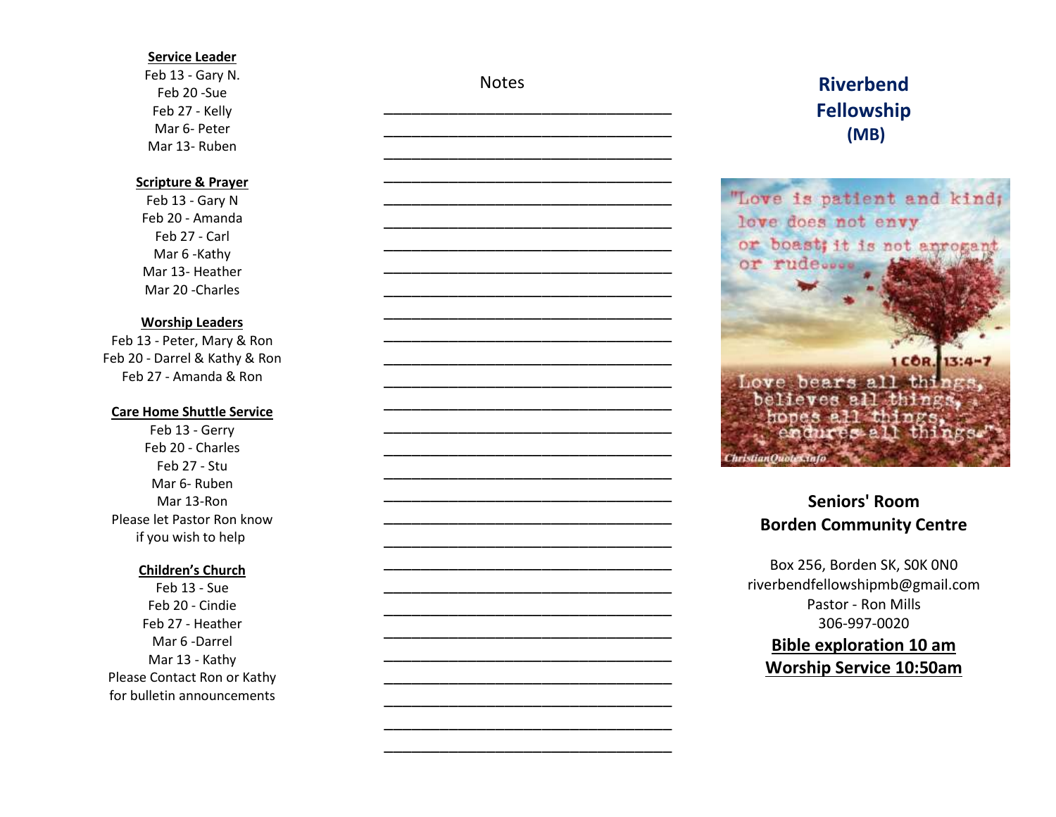**Service Leader**

Feb 13 - Gary N.
Feb 20 -Sue
Feb 27 - Kelly
Mar 6- Peter
Mar 13- Ruben

**Scripture & Prayer**

Feb 13 - Gary N
Feb 20 - Amanda
Feb 27 - Carl
Mar 6 -Kathy
Mar 13- Heather
Mar 20 -Charles

**Worship Leaders**

Feb 13 - Peter, Mary & Ron
Feb 20 - Darrel & Kathy & Ron
Feb 27 - Amanda & Ron

**Care Home Shuttle Service**

Feb 13 - Gerry
Feb 20 - Charles
Feb 27 - Stu
Mar 6- Ruben
Mar 13-Ron
Please let Pastor Ron know if you wish to help

**Children's Church**

Feb 13 - Sue
Feb 20 - Cindie
Feb 27 - Heather
Mar 6 -Darrel
Mar 13 - Kathy
Please Contact Ron or Kathy for bulletin announcements

Notes

______________________________________
______________________________________
______________________________________
______________________________________
______________________________________
______________________________________
______________________________________
______________________________________
______________________________________
______________________________________
______________________________________
______________________________________
______________________________________
______________________________________
______________________________________
______________________________________
______________________________________
______________________________________
______________________________________
______________________________________
______________________________________
______________________________________
______________________________________
______________________________________
______________________________________
______________________________________
______________________________________
______________________________________
______________________________________

# Riverbend Fellowship (MB)

"Love is patient and kind; love does not envy or boast; it is not arrogant or rude.... Love bears all things, believes all things, hopes all things, endures all things." 1 COR. 13:4-7

ChristianQuotes.info

**Seniors' Room**
**Borden Community Centre**

Box 256, Borden SK, S0K 0N0
riverbendfellowshipmb@gmail.com
Pastor - Ron Mills
306-997-0020

**Bible exploration 10 am**

**Worship Service 10:50am**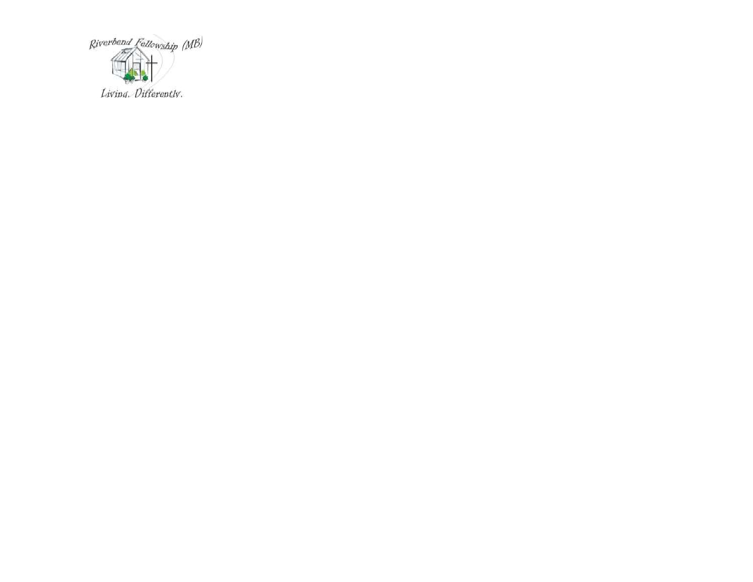Riverbend Fellowship (MB)

Living. Differently.